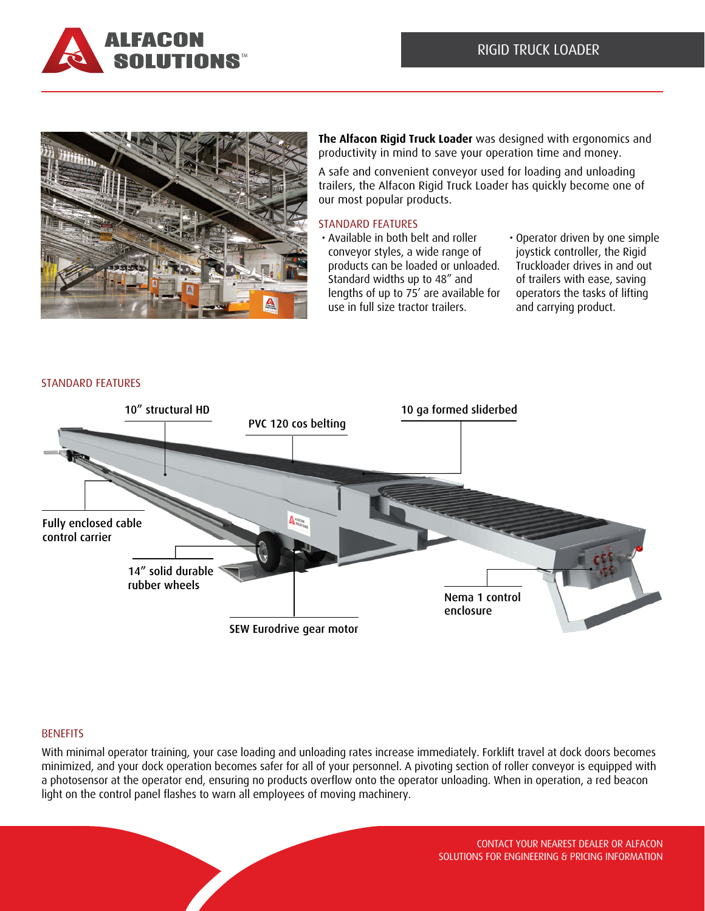# RIGID TRUCK LOADER

**The Alfacon Rigid Truck Loader** was designed with ergonomics and productivity in mind to save your operation time and money.

A safe and convenient conveyor used for loading and unloading trailers, the Alfacon Rigid Truck Loader has quickly become one of our most popular products.

## STANDARD FEATURES

- Available in both belt and roller conveyor styles, a wide range of products can be loaded or unloaded. Standard widths up to 48" and lengths of up to 75' are available for use in full size tractor trailers.
- Operator driven by one simple joystick controller, the Rigid Truckloader drives in and out of trailers with ease, saving operators the tasks of lifting and carrying product.

## STANDARD FEATURES

- 10" structural HD
- PVC 120 cos belting
- 10 ga formed sliderbed
- Fully enclosed cable control carrier
- 14" solid durable rubber wheels
- SEW Eurodrive gear motor
- Nema 1 control enclosure

## BENEFITS

With minimal operator training, your case loading and unloading rates increase immediately. Forklift travel at dock doors becomes minimized, and your dock operation becomes safer for all of your personnel. A pivoting section of roller conveyor is equipped with a photosensor at the operator end, ensuring no products overflow onto the operator unloading. When in operation, a red beacon light on the control panel flashes to warn all employees of moving machinery.

CONTACT YOUR NEAREST DEALER OR ALFACON SOLUTIONS FOR ENGINEERING & PRICING INFORMATION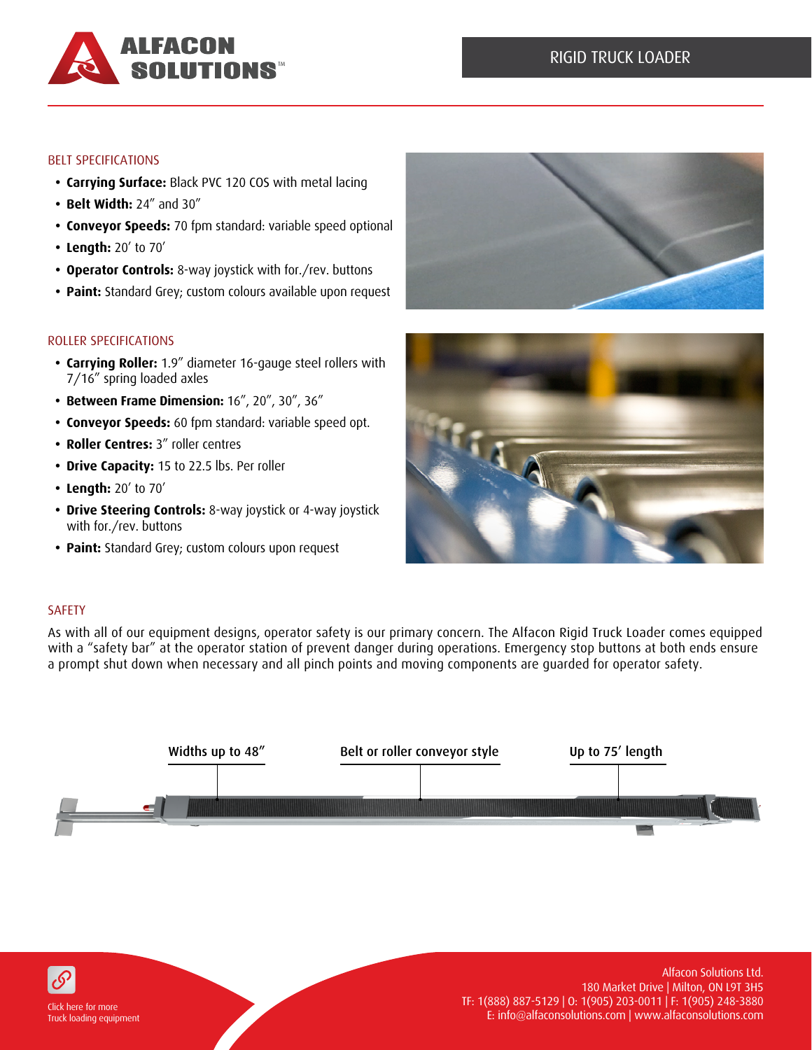# RIGID TRUCK LOADER

## BELT SPECIFICATIONS

- **Carrying Surface:** Black PVC 120 COS with metal lacing
- **Belt Width:** 24″ and 30″
- **Conveyor Speeds:** 70 fpm standard: variable speed optional
- **Length:** 20′ to 70′
- **Operator Controls:** 8-way joystick with for./rev. buttons
- **Paint:** Standard Grey; custom colours available upon request

## ROLLER SPECIFICATIONS

- **Carrying Roller:** 1.9″ diameter 16-gauge steel rollers with 7/16″ spring loaded axles
- **Between Frame Dimension:** 16″, 20″, 30″, 36″
- **Conveyor Speeds:** 60 fpm standard: variable speed opt.
- **Roller Centres:** 3″ roller centres
- **Drive Capacity:** 15 to 22.5 lbs. Per roller
- **Length:** 20′ to 70′
- **Drive Steering Controls:** 8-way joystick or 4-way joystick with for./rev. buttons
- **Paint:** Standard Grey; custom colours upon request

## SAFETY

As with all of our equipment designs, operator safety is our primary concern. The Alfacon Rigid Truck Loader comes equipped with a "safety bar" at the operator station of prevent danger during operations. Emergency stop buttons at both ends ensure a prompt shut down when necessary and all pinch points and moving components are guarded for operator safety.

Widths up to 48″

Belt or roller conveyor style

Up to 75′ length

Click here for more
Truck loading equipment

Alfacon Solutions Ltd.
180 Market Drive | Milton, ON L9T 3H5
TF: 1(888) 887-5129 | O: 1(905) 203-0011 | F: 1(905) 248-3880
E: info@alfaconsolutions.com | www.alfaconsolutions.com